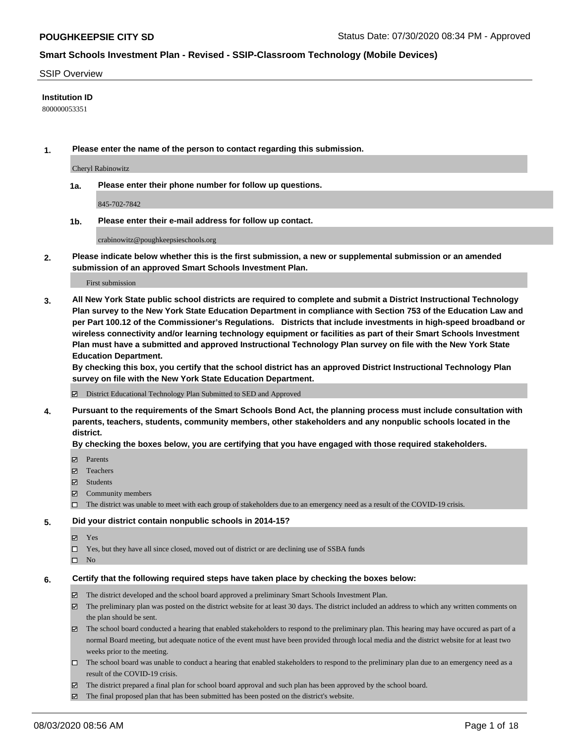**POUGHKEEPSIE CITY SD** Status Date: 07/30/2020 08:34 PM - Approved

**Smart Schools Investment Plan - Revised - SSIP-Classroom Technology (Mobile Devices)**

SSIP Overview

**Institution ID**

800000053351

**1. Please enter the name of the person to contact regarding this submission.**

Cheryl Rabinowitz

**1a. Please enter their phone number for follow up questions.**

845-702-7842

**1b. Please enter their e-mail address for follow up contact.**

crabinowitz@poughkeepsieschools.org

**2. Please indicate below whether this is the first submission, a new or supplemental submission or an amended submission of an approved Smart Schools Investment Plan.**

First submission

**3. All New York State public school districts are required to complete and submit a District Instructional Technology Plan survey to the New York State Education Department in compliance with Section 753 of the Education Law and per Part 100.12 of the Commissioner's Regulations. Districts that include investments in high-speed broadband or wireless connectivity and/or learning technology equipment or facilities as part of their Smart Schools Investment Plan must have a submitted and approved Instructional Technology Plan survey on file with the New York State Education Department.**

**By checking this box, you certify that the school district has an approved District Instructional Technology Plan survey on file with the New York State Education Department.**

- [x] District Educational Technology Plan Submitted to SED and Approved

**4. Pursuant to the requirements of the Smart Schools Bond Act, the planning process must include consultation with parents, teachers, students, community members, other stakeholders and any nonpublic schools located in the district.**

**By checking the boxes below, you are certifying that you have engaged with those required stakeholders.**

- [x] Parents
- [x] Teachers
- [x] Students
- [x] Community members
- [ ] The district was unable to meet with each group of stakeholders due to an emergency need as a result of the COVID-19 crisis.

**5. Did your district contain nonpublic schools in 2014-15?**

- [x] Yes
- [ ] Yes, but they have all since closed, moved out of district or are declining use of SSBA funds
- [ ] No

**6. Certify that the following required steps have taken place by checking the boxes below:**

- [x] The district developed and the school board approved a preliminary Smart Schools Investment Plan.
- [x] The preliminary plan was posted on the district website for at least 30 days. The district included an address to which any written comments on the plan should be sent.
- [x] The school board conducted a hearing that enabled stakeholders to respond to the preliminary plan. This hearing may have occured as part of a normal Board meeting, but adequate notice of the event must have been provided through local media and the district website for at least two weeks prior to the meeting.
- [ ] The school board was unable to conduct a hearing that enabled stakeholders to respond to the preliminary plan due to an emergency need as a result of the COVID-19 crisis.
- [x] The district prepared a final plan for school board approval and such plan has been approved by the school board.
- [x] The final proposed plan that has been submitted has been posted on the district's website.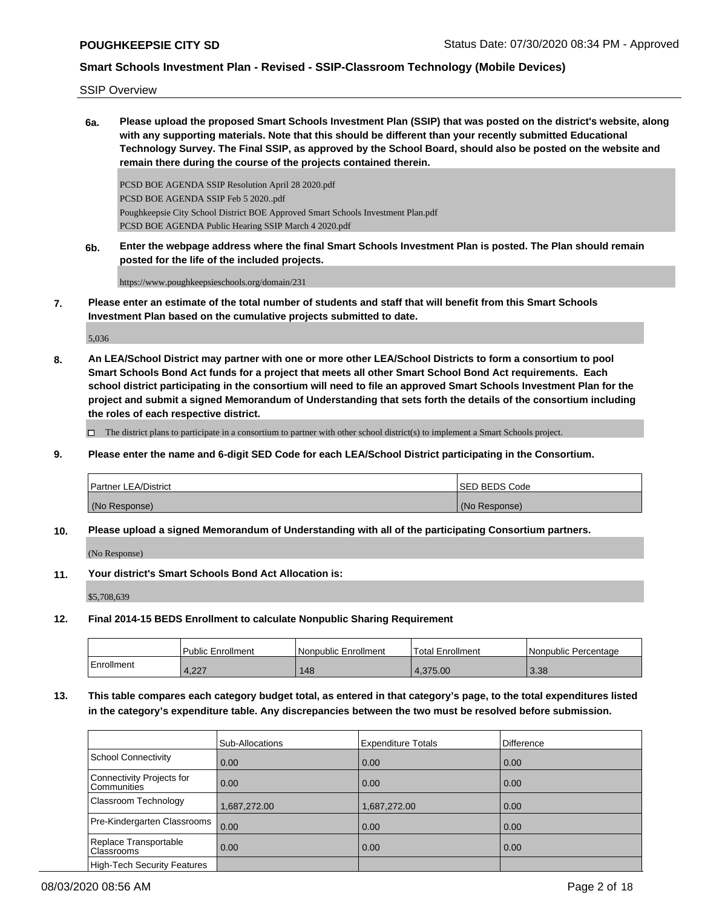SSIP Overview

**6a. Please upload the proposed Smart Schools Investment Plan (SSIP) that was posted on the district's website, along with any supporting materials. Note that this should be different than your recently submitted Educational Technology Survey. The Final SSIP, as approved by the School Board, should also be posted on the website and remain there during the course of the projects contained therein.**

PCSD BOE AGENDA SSIP Resolution April 28 2020.pdf
PCSD BOE AGENDA SSIP Feb 5 2020..pdf
Poughkeepsie City School District BOE Approved Smart Schools Investment Plan.pdf
PCSD BOE AGENDA Public Hearing SSIP March 4 2020.pdf

**6b. Enter the webpage address where the final Smart Schools Investment Plan is posted. The Plan should remain posted for the life of the included projects.**

https://www.poughkeepsieschools.org/domain/231

**7. Please enter an estimate of the total number of students and staff that will benefit from this Smart Schools Investment Plan based on the cumulative projects submitted to date.**

5,036

**8. An LEA/School District may partner with one or more other LEA/School Districts to form a consortium to pool Smart Schools Bond Act funds for a project that meets all other Smart School Bond Act requirements. Each school district participating in the consortium will need to file an approved Smart Schools Investment Plan for the project and submit a signed Memorandum of Understanding that sets forth the details of the consortium including the roles of each respective district.**

☐ The district plans to participate in a consortium to partner with other school district(s) to implement a Smart Schools project.

**9. Please enter the name and 6-digit SED Code for each LEA/School District participating in the Consortium.**

| Partner LEA/District | SED BEDS Code |
|---|---|
| (No Response) | (No Response) |

**10. Please upload a signed Memorandum of Understanding with all of the participating Consortium partners.**

(No Response)

**11. Your district's Smart Schools Bond Act Allocation is:**

$5,708,639

**12. Final 2014-15 BEDS Enrollment to calculate Nonpublic Sharing Requirement**

| | Public Enrollment | Nonpublic Enrollment | Total Enrollment | Nonpublic Percentage |
|---|---|---|---|---|
| Enrollment | 4,227 | 148 | 4,375.00 | 3.38 |

**13. This table compares each category budget total, as entered in that category's page, to the total expenditures listed in the category's expenditure table. Any discrepancies between the two must be resolved before submission.**

| | Sub-Allocations | Expenditure Totals | Difference |
|---|---|---|---|
| School Connectivity | 0.00 | 0.00 | 0.00 |
| Connectivity Projects for Communities | 0.00 | 0.00 | 0.00 |
| Classroom Technology | 1,687,272.00 | 1,687,272.00 | 0.00 |
| Pre-Kindergarten Classrooms | 0.00 | 0.00 | 0.00 |
| Replace Transportable Classrooms | 0.00 | 0.00 | 0.00 |
| High-Tech Security Features | | | |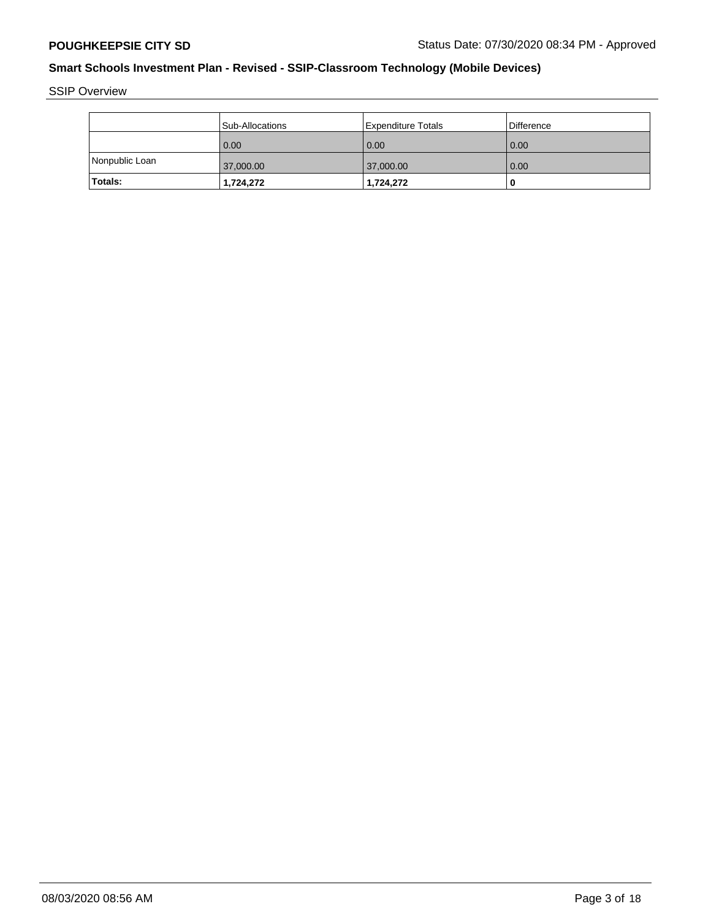## Smart Schools Investment Plan - Revised - SSIP-Classroom Technology (Mobile Devices)

SSIP Overview

| | Sub-Allocations | Expenditure Totals | Difference |
|---|---|---|---|
| | 0.00 | 0.00 | 0.00 |
| Nonpublic Loan | 37,000.00 | 37,000.00 | 0.00 |
| **Totals:** | **1,724,272** | **1,724,272** | **0** |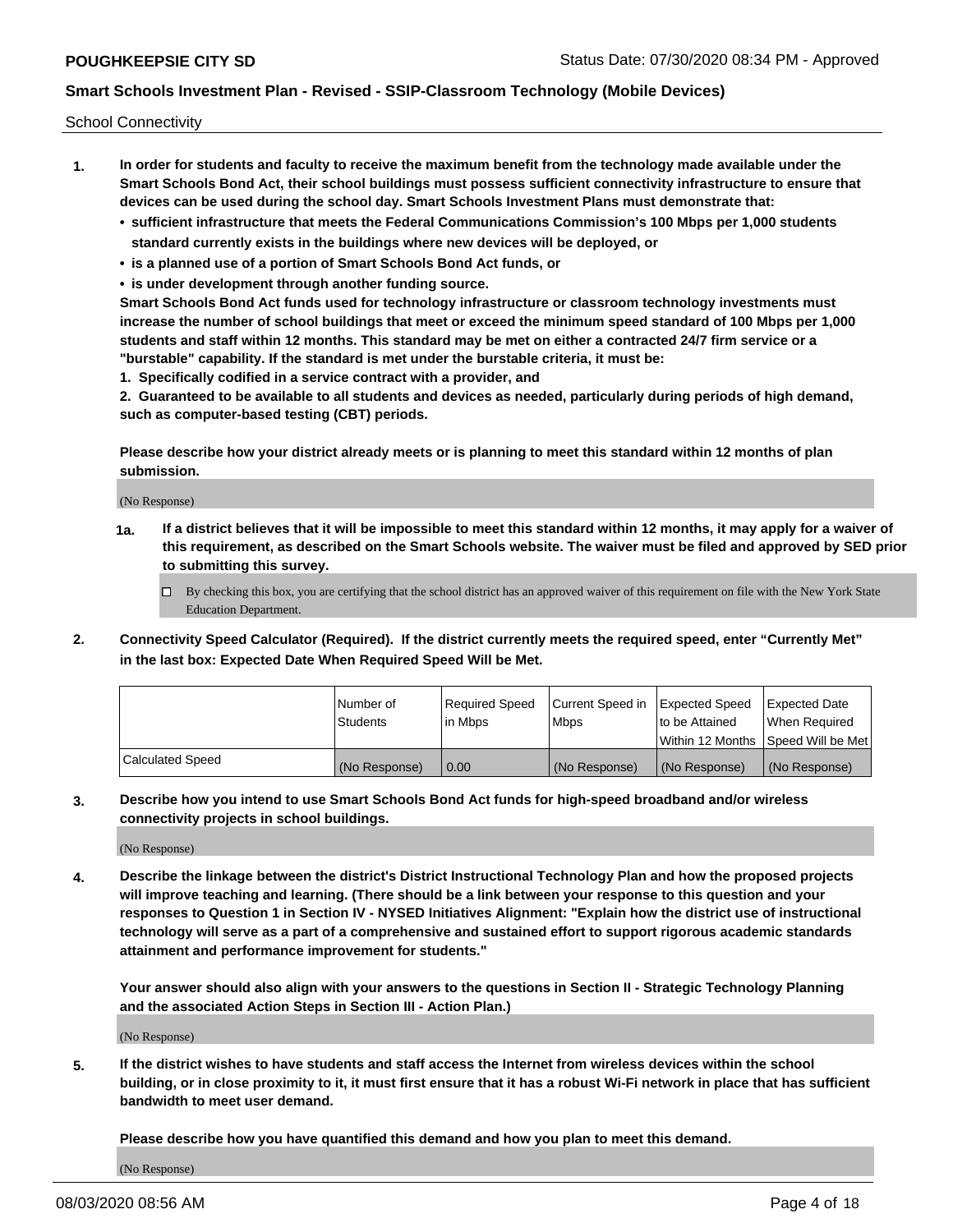School Connectivity

1. **In order for students and faculty to receive the maximum benefit from the technology made available under the Smart Schools Bond Act, their school buildings must possess sufficient connectivity infrastructure to ensure that devices can be used during the school day. Smart Schools Investment Plans must demonstrate that:**
   - **sufficient infrastructure that meets the Federal Communications Commission's 100 Mbps per 1,000 students standard currently exists in the buildings where new devices will be deployed, or**
   - **is a planned use of a portion of Smart Schools Bond Act funds, or**
   - **is under development through another funding source.**

   **Smart Schools Bond Act funds used for technology infrastructure or classroom technology investments must increase the number of school buildings that meet or exceed the minimum speed standard of 100 Mbps per 1,000 students and staff within 12 months. This standard may be met on either a contracted 24/7 firm service or a "burstable" capability. If the standard is met under the burstable criteria, it must be:**

   **1. Specifically codified in a service contract with a provider, and**

   **2. Guaranteed to be available to all students and devices as needed, particularly during periods of high demand, such as computer-based testing (CBT) periods.**

   **Please describe how your district already meets or is planning to meet this standard within 12 months of plan submission.**

   (No Response)

   **1a. If a district believes that it will be impossible to meet this standard within 12 months, it may apply for a waiver of this requirement, as described on the Smart Schools website. The waiver must be filed and approved by SED prior to submitting this survey.**

   ☐ By checking this box, you are certifying that the school district has an approved waiver of this requirement on file with the New York State Education Department.

2. **Connectivity Speed Calculator (Required). If the district currently meets the required speed, enter "Currently Met" in the last box: Expected Date When Required Speed Will be Met.**

|  | Number of Students | Required Speed in Mbps | Current Speed in Mbps | Expected Speed to be Attained Within 12 Months | Expected Date When Required Speed Will be Met |
|---|---|---|---|---|---|
| Calculated Speed | (No Response) | 0.00 | (No Response) | (No Response) | (No Response) |

3. **Describe how you intend to use Smart Schools Bond Act funds for high-speed broadband and/or wireless connectivity projects in school buildings.**

   (No Response)

4. **Describe the linkage between the district's District Instructional Technology Plan and how the proposed projects will improve teaching and learning. (There should be a link between your response to this question and your responses to Question 1 in Section IV - NYSED Initiatives Alignment: "Explain how the district use of instructional technology will serve as a part of a comprehensive and sustained effort to support rigorous academic standards attainment and performance improvement for students."**

   **Your answer should also align with your answers to the questions in Section II - Strategic Technology Planning and the associated Action Steps in Section III - Action Plan.)**

   (No Response)

5. **If the district wishes to have students and staff access the Internet from wireless devices within the school building, or in close proximity to it, it must first ensure that it has a robust Wi-Fi network in place that has sufficient bandwidth to meet user demand.**

   **Please describe how you have quantified this demand and how you plan to meet this demand.**

   (No Response)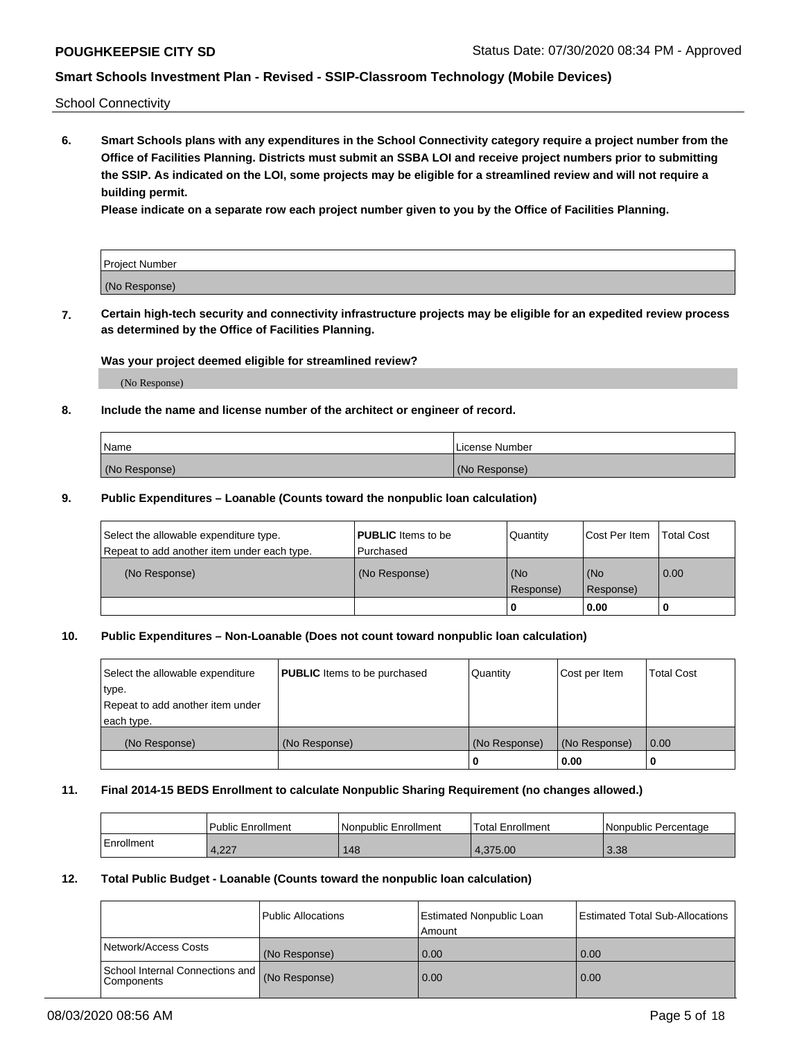School Connectivity

**6. Smart Schools plans with any expenditures in the School Connectivity category require a project number from the Office of Facilities Planning. Districts must submit an SSBA LOI and receive project numbers prior to submitting the SSIP. As indicated on the LOI, some projects may be eligible for a streamlined review and will not require a building permit.**

**Please indicate on a separate row each project number given to you by the Office of Facilities Planning.**

| Project Number |
| --- |
| (No Response) |

**7. Certain high-tech security and connectivity infrastructure projects may be eligible for an expedited review process as determined by the Office of Facilities Planning.**

**Was your project deemed eligible for streamlined review?**

(No Response)

**8. Include the name and license number of the architect or engineer of record.**

| Name | License Number |
| --- | --- |
| (No Response) | (No Response) |

**9. Public Expenditures – Loanable (Counts toward the nonpublic loan calculation)**

| Select the allowable expenditure type. Repeat to add another item under each type. | **PUBLIC** Items to be Purchased | Quantity | Cost Per Item | Total Cost |
| --- | --- | --- | --- | --- |
| (No Response) | (No Response) | (No Response) | (No Response) | 0.00 |
| | | 0 | 0.00 | 0 |

**10. Public Expenditures – Non-Loanable (Does not count toward nonpublic loan calculation)**

| Select the allowable expenditure type. Repeat to add another item under each type. | **PUBLIC** Items to be purchased | Quantity | Cost per Item | Total Cost |
| --- | --- | --- | --- | --- |
| (No Response) | (No Response) | (No Response) | (No Response) | 0.00 |
| | | 0 | 0.00 | 0 |

**11. Final 2014-15 BEDS Enrollment to calculate Nonpublic Sharing Requirement (no changes allowed.)**

| | Public Enrollment | Nonpublic Enrollment | Total Enrollment | Nonpublic Percentage |
| --- | --- | --- | --- | --- |
| Enrollment | 4,227 | 148 | 4,375.00 | 3.38 |

**12. Total Public Budget - Loanable (Counts toward the nonpublic loan calculation)**

| | Public Allocations | Estimated Nonpublic Loan Amount | Estimated Total Sub-Allocations |
| --- | --- | --- | --- |
| Network/Access Costs | (No Response) | 0.00 | 0.00 |
| School Internal Connections and Components | (No Response) | 0.00 | 0.00 |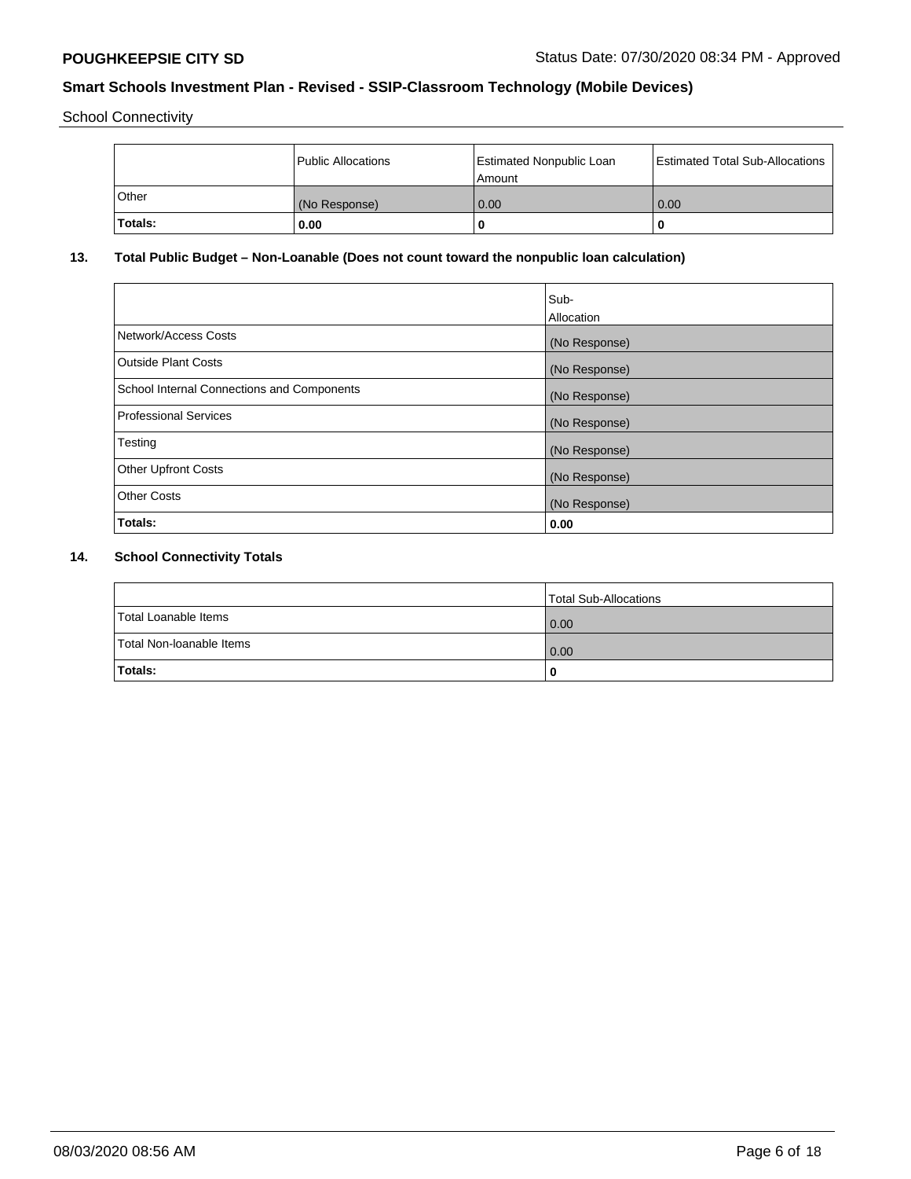School Connectivity

| | Public Allocations | Estimated Nonpublic Loan Amount | Estimated Total Sub-Allocations |
|---|---|---|---|
| Other | (No Response) | 0.00 | 0.00 |
| **Totals:** | **0.00** | **0** | **0** |

## 13. Total Public Budget – Non-Loanable (Does not count toward the nonpublic loan calculation)

| | Sub-Allocation |
|---|---|
| Network/Access Costs | (No Response) |
| Outside Plant Costs | (No Response) |
| School Internal Connections and Components | (No Response) |
| Professional Services | (No Response) |
| Testing | (No Response) |
| Other Upfront Costs | (No Response) |
| Other Costs | (No Response) |
| **Totals:** | **0.00** |

## 14. School Connectivity Totals

| | Total Sub-Allocations |
|---|---|
| Total Loanable Items | 0.00 |
| Total Non-loanable Items | 0.00 |
| **Totals:** | **0** |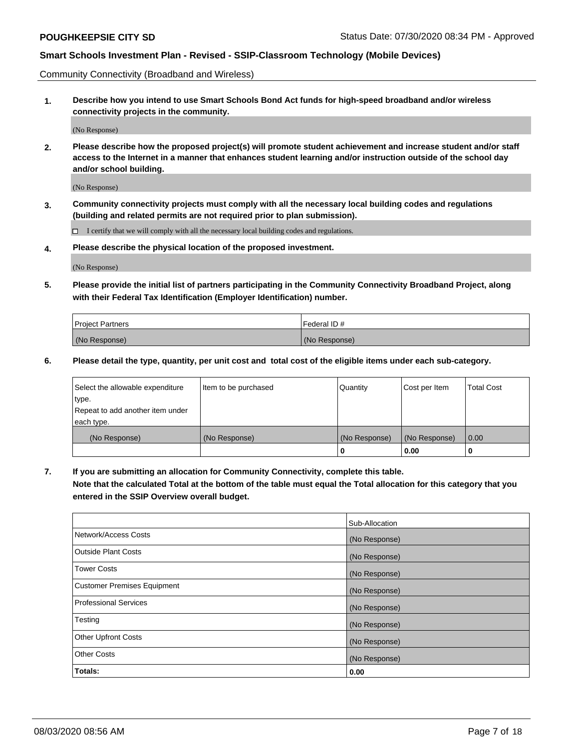Community Connectivity (Broadband and Wireless)

**1. Describe how you intend to use Smart Schools Bond Act funds for high-speed broadband and/or wireless connectivity projects in the community.**

(No Response)

**2. Please describe how the proposed project(s) will promote student achievement and increase student and/or staff access to the Internet in a manner that enhances student learning and/or instruction outside of the school day and/or school building.**

(No Response)

**3. Community connectivity projects must comply with all the necessary local building codes and regulations (building and related permits are not required prior to plan submission).**

☐ I certify that we will comply with all the necessary local building codes and regulations.

**4. Please describe the physical location of the proposed investment.**

(No Response)

**5. Please provide the initial list of partners participating in the Community Connectivity Broadband Project, along with their Federal Tax Identification (Employer Identification) number.**

| Project Partners | Federal ID # |
|---|---|
| (No Response) | (No Response) |

**6. Please detail the type, quantity, per unit cost and total cost of the eligible items under each sub-category.**

| Select the allowable expenditure type. Repeat to add another item under each type. | Item to be purchased | Quantity | Cost per Item | Total Cost |
|---|---|---|---|---|
| (No Response) | (No Response) | (No Response) | (No Response) | 0.00 |
| | | **0** | **0.00** | **0** |

**7. If you are submitting an allocation for Community Connectivity, complete this table. Note that the calculated Total at the bottom of the table must equal the Total allocation for this category that you entered in the SSIP Overview overall budget.**

| | Sub-Allocation |
|---|---|
| Network/Access Costs | (No Response) |
| Outside Plant Costs | (No Response) |
| Tower Costs | (No Response) |
| Customer Premises Equipment | (No Response) |
| Professional Services | (No Response) |
| Testing | (No Response) |
| Other Upfront Costs | (No Response) |
| Other Costs | (No Response) |
| **Totals:** | **0.00** |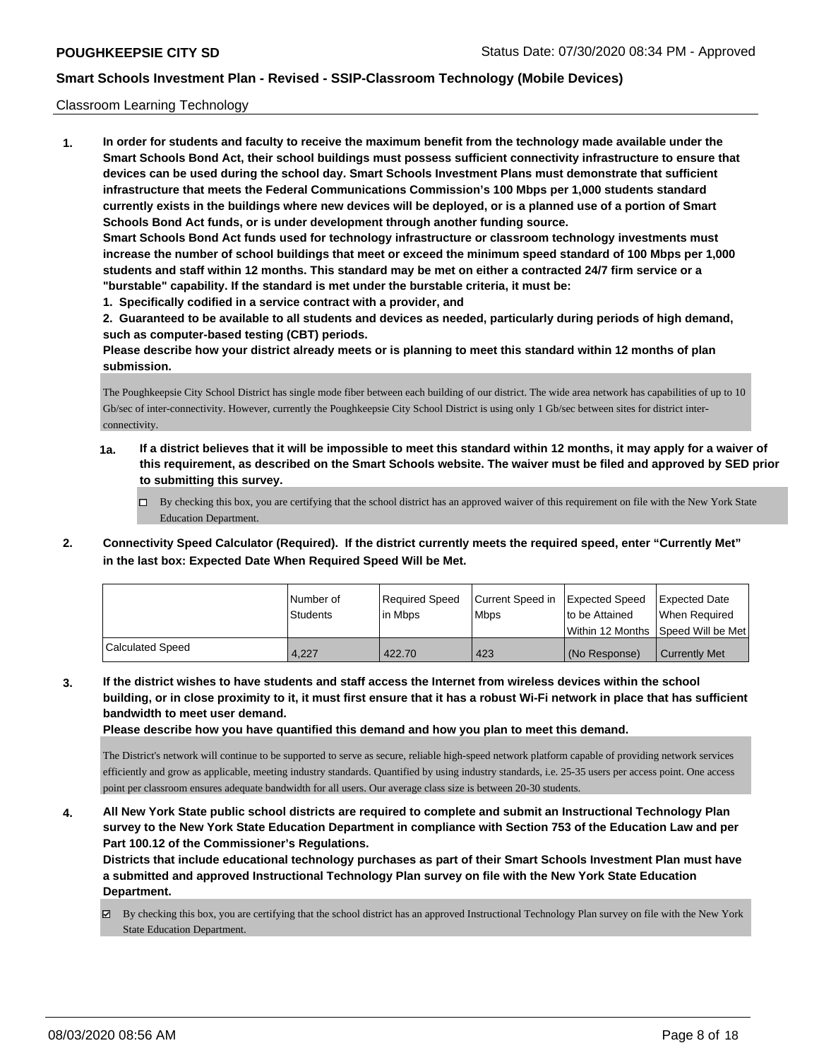Classroom Learning Technology

**1. In order for students and faculty to receive the maximum benefit from the technology made available under the Smart Schools Bond Act, their school buildings must possess sufficient connectivity infrastructure to ensure that devices can be used during the school day. Smart Schools Investment Plans must demonstrate that sufficient infrastructure that meets the Federal Communications Commission's 100 Mbps per 1,000 students standard currently exists in the buildings where new devices will be deployed, or is a planned use of a portion of Smart Schools Bond Act funds, or is under development through another funding source.**

**Smart Schools Bond Act funds used for technology infrastructure or classroom technology investments must increase the number of school buildings that meet or exceed the minimum speed standard of 100 Mbps per 1,000 students and staff within 12 months. This standard may be met on either a contracted 24/7 firm service or a "burstable" capability. If the standard is met under the burstable criteria, it must be:**

**1. Specifically codified in a service contract with a provider, and**

**2. Guaranteed to be available to all students and devices as needed, particularly during periods of high demand, such as computer-based testing (CBT) periods.**

**Please describe how your district already meets or is planning to meet this standard within 12 months of plan submission.**

The Poughkeepsie City School District has single mode fiber between each building of our district. The wide area network has capabilities of up to 10 Gb/sec of inter-connectivity. However, currently the Poughkeepsie City School District is using only 1 Gb/sec between sites for district inter-connectivity.

**1a. If a district believes that it will be impossible to meet this standard within 12 months, it may apply for a waiver of this requirement, as described on the Smart Schools website. The waiver must be filed and approved by SED prior to submitting this survey.**

- ☐ By checking this box, you are certifying that the school district has an approved waiver of this requirement on file with the New York State Education Department.

**2. Connectivity Speed Calculator (Required). If the district currently meets the required speed, enter "Currently Met" in the last box: Expected Date When Required Speed Will be Met.**

| | Number of Students | Required Speed in Mbps | Current Speed in Mbps | Expected Speed to be Attained Within 12 Months | Expected Date When Required Speed Will be Met |
|---|---|---|---|---|---|
| Calculated Speed | 4,227 | 422.70 | 423 | (No Response) | Currently Met |

**3. If the district wishes to have students and staff access the Internet from wireless devices within the school building, or in close proximity to it, it must first ensure that it has a robust Wi-Fi network in place that has sufficient bandwidth to meet user demand.**

**Please describe how you have quantified this demand and how you plan to meet this demand.**

The District's network will continue to be supported to serve as secure, reliable high-speed network platform capable of providing network services efficiently and grow as applicable, meeting industry standards. Quantified by using industry standards, i.e. 25-35 users per access point. One access point per classroom ensures adequate bandwidth for all users. Our average class size is between 20-30 students.

**4. All New York State public school districts are required to complete and submit an Instructional Technology Plan survey to the New York State Education Department in compliance with Section 753 of the Education Law and per Part 100.12 of the Commissioner's Regulations.**

**Districts that include educational technology purchases as part of their Smart Schools Investment Plan must have a submitted and approved Instructional Technology Plan survey on file with the New York State Education Department.**

- ☑ By checking this box, you are certifying that the school district has an approved Instructional Technology Plan survey on file with the New York State Education Department.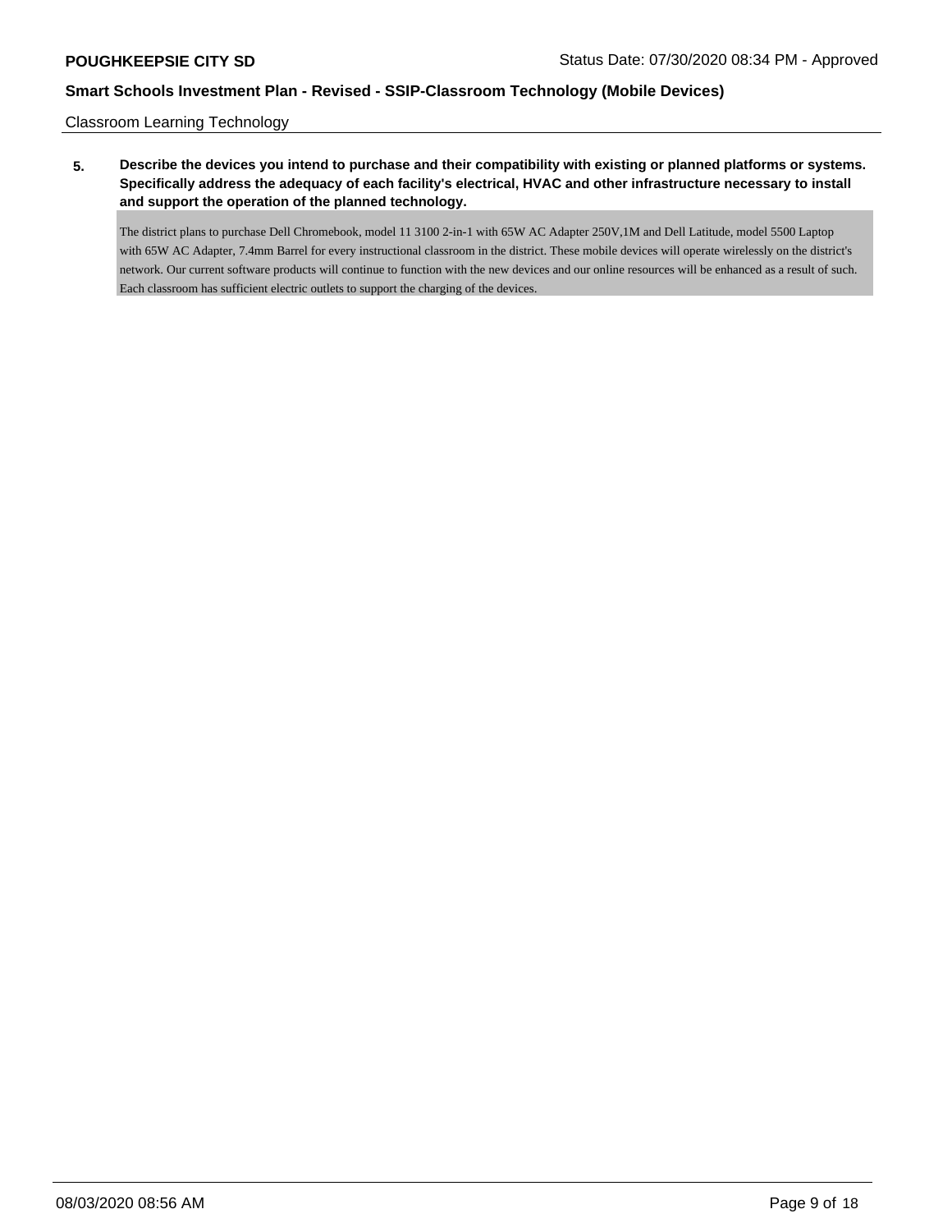Classroom Learning Technology

**5. Describe the devices you intend to purchase and their compatibility with existing or planned platforms or systems. Specifically address the adequacy of each facility's electrical, HVAC and other infrastructure necessary to install and support the operation of the planned technology.**

The district plans to purchase Dell Chromebook, model 11 3100 2-in-1 with 65W AC Adapter 250V,1M and Dell Latitude, model 5500 Laptop with 65W AC Adapter, 7.4mm Barrel for every instructional classroom in the district. These mobile devices will operate wirelessly on the district's network. Our current software products will continue to function with the new devices and our online resources will be enhanced as a result of such. Each classroom has sufficient electric outlets to support the charging of the devices.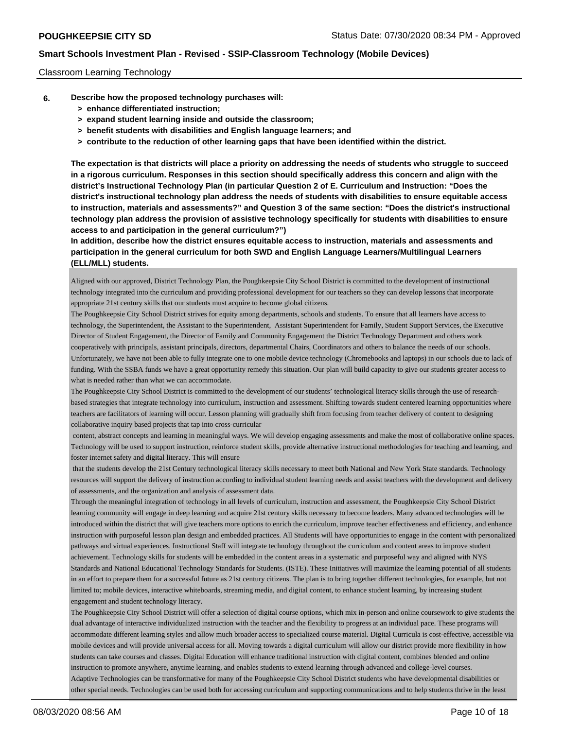Classroom Learning Technology

**6. Describe how the proposed technology purchases will:**
- **> enhance differentiated instruction;**
- **> expand student learning inside and outside the classroom;**
- **> benefit students with disabilities and English language learners; and**
- **> contribute to the reduction of other learning gaps that have been identified within the district.**

**The expectation is that districts will place a priority on addressing the needs of students who struggle to succeed in a rigorous curriculum. Responses in this section should specifically address this concern and align with the district's Instructional Technology Plan (in particular Question 2 of E. Curriculum and Instruction: "Does the district's instructional technology plan address the needs of students with disabilities to ensure equitable access to instruction, materials and assessments?" and Question 3 of the same section: "Does the district's instructional technology plan address the provision of assistive technology specifically for students with disabilities to ensure access to and participation in the general curriculum?")**
**In addition, describe how the district ensures equitable access to instruction, materials and assessments and participation in the general curriculum for both SWD and English Language Learners/Multilingual Learners (ELL/MLL) students.**

Aligned with our approved, District Technology Plan, the Poughkeepsie City School District is committed to the development of instructional technology integrated into the curriculum and providing professional development for our teachers so they can develop lessons that incorporate appropriate 21st century skills that our students must acquire to become global citizens.
The Poughkeepsie City School District strives for equity among departments, schools and students. To ensure that all learners have access to technology, the Superintendent, the Assistant to the Superintendent, Assistant Superintendent for Family, Student Support Services, the Executive Director of Student Engagement, the Director of Family and Community Engagement the District Technology Department and others work cooperatively with principals, assistant principals, directors, departmental Chairs, Coordinators and others to balance the needs of our schools. Unfortunately, we have not been able to fully integrate one to one mobile device technology (Chromebooks and laptops) in our schools due to lack of funding. With the SSBA funds we have a great opportunity remedy this situation. Our plan will build capacity to give our students greater access to what is needed rather than what we can accommodate.
The Poughkeepsie City School District is committed to the development of our students' technological literacy skills through the use of research-based strategies that integrate technology into curriculum, instruction and assessment. Shifting towards student centered learning opportunities where teachers are facilitators of learning will occur. Lesson planning will gradually shift from focusing from teacher delivery of content to designing collaborative inquiry based projects that tap into cross-curricular
content, abstract concepts and learning in meaningful ways. We will develop engaging assessments and make the most of collaborative online spaces. Technology will be used to support instruction, reinforce student skills, provide alternative instructional methodologies for teaching and learning, and foster internet safety and digital literacy. This will ensure
that the students develop the 21st Century technological literacy skills necessary to meet both National and New York State standards. Technology resources will support the delivery of instruction according to individual student learning needs and assist teachers with the development and delivery of assessments, and the organization and analysis of assessment data.
Through the meaningful integration of technology in all levels of curriculum, instruction and assessment, the Poughkeepsie City School District learning community will engage in deep learning and acquire 21st century skills necessary to become leaders. Many advanced technologies will be introduced within the district that will give teachers more options to enrich the curriculum, improve teacher effectiveness and efficiency, and enhance instruction with purposeful lesson plan design and embedded practices. All Students will have opportunities to engage in the content with personalized pathways and virtual experiences. Instructional Staff will integrate technology throughout the curriculum and content areas to improve student achievement. Technology skills for students will be embedded in the content areas in a systematic and purposeful way and aligned with NYS Standards and National Educational Technology Standards for Students. (ISTE). These Initiatives will maximize the learning potential of all students in an effort to prepare them for a successful future as 21st century citizens. The plan is to bring together different technologies, for example, but not limited to; mobile devices, interactive whiteboards, streaming media, and digital content, to enhance student learning, by increasing student engagement and student technology literacy.
The Poughkeepsie City School District will offer a selection of digital course options, which mix in-person and online coursework to give students the dual advantage of interactive individualized instruction with the teacher and the flexibility to progress at an individual pace. These programs will accommodate different learning styles and allow much broader access to specialized course material. Digital Curricula is cost-effective, accessible via mobile devices and will provide universal access for all. Moving towards a digital curriculum will allow our district provide more flexibility in how students can take courses and classes. Digital Education will enhance traditional instruction with digital content, combines blended and online instruction to promote anywhere, anytime learning, and enables students to extend learning through advanced and college-level courses.
Adaptive Technologies can be transformative for many of the Poughkeepsie City School District students who have developmental disabilities or other special needs. Technologies can be used both for accessing curriculum and supporting communications and to help students thrive in the least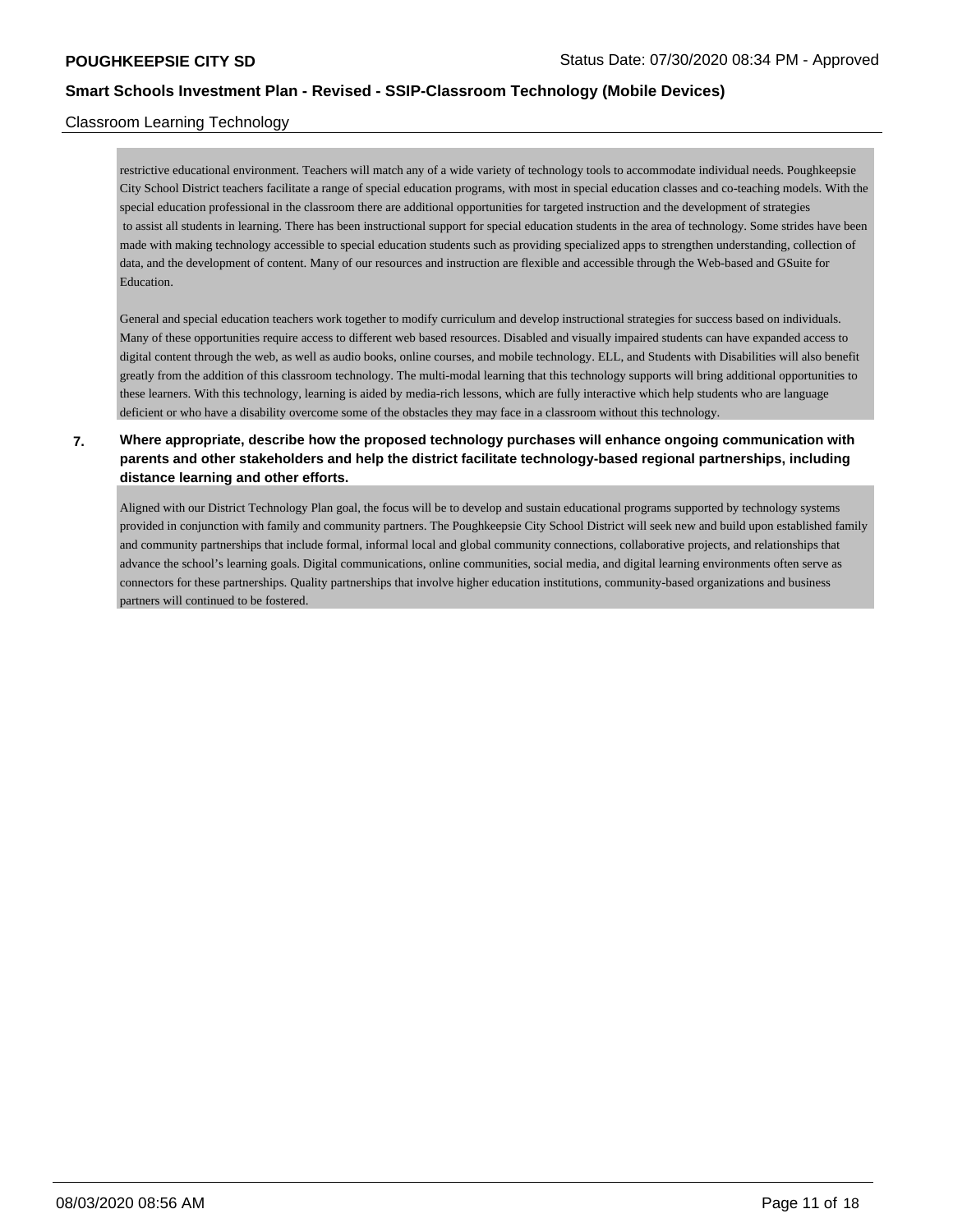restrictive educational environment. Teachers will match any of a wide variety of technology tools to accommodate individual needs. Poughkeepsie City School District teachers facilitate a range of special education programs, with most in special education classes and co-teaching models. With the special education professional in the classroom there are additional opportunities for targeted instruction and the development of strategies to assist all students in learning. There has been instructional support for special education students in the area of technology. Some strides have been made with making technology accessible to special education students such as providing specialized apps to strengthen understanding, collection of data, and the development of content. Many of our resources and instruction are flexible and accessible through the Web-based and GSuite for Education.

General and special education teachers work together to modify curriculum and develop instructional strategies for success based on individuals. Many of these opportunities require access to different web based resources. Disabled and visually impaired students can have expanded access to digital content through the web, as well as audio books, online courses, and mobile technology. ELL, and Students with Disabilities will also benefit greatly from the addition of this classroom technology. The multi-modal learning that this technology supports will bring additional opportunities to these learners. With this technology, learning is aided by media-rich lessons, which are fully interactive which help students who are language deficient or who have a disability overcome some of the obstacles they may face in a classroom without this technology.

**7. Where appropriate, describe how the proposed technology purchases will enhance ongoing communication with parents and other stakeholders and help the district facilitate technology-based regional partnerships, including distance learning and other efforts.**

Aligned with our District Technology Plan goal, the focus will be to develop and sustain educational programs supported by technology systems provided in conjunction with family and community partners. The Poughkeepsie City School District will seek new and build upon established family and community partnerships that include formal, informal local and global community connections, collaborative projects, and relationships that advance the school's learning goals. Digital communications, online communities, social media, and digital learning environments often serve as connectors for these partnerships. Quality partnerships that involve higher education institutions, community-based organizations and business partners will continued to be fostered.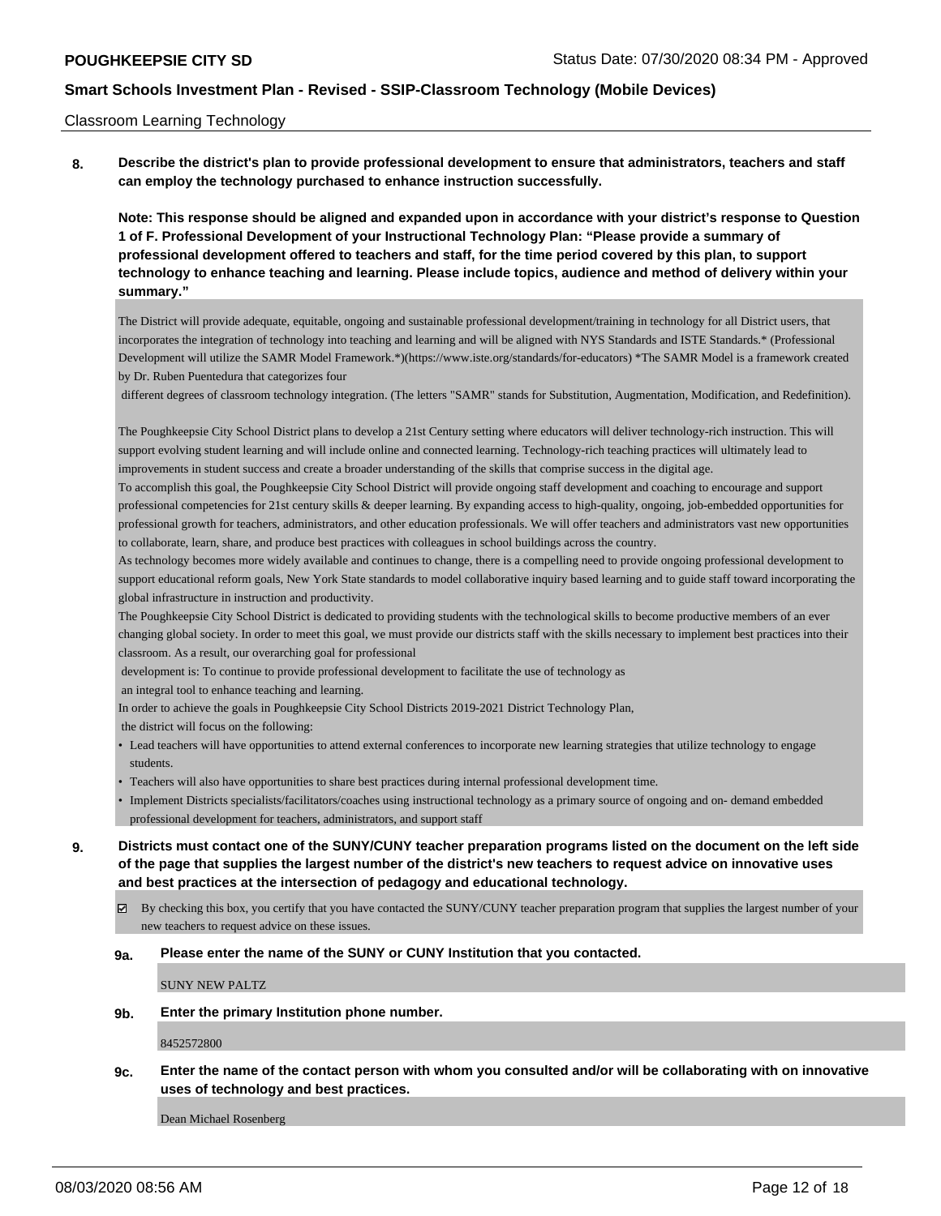Classroom Learning Technology

**8. Describe the district's plan to provide professional development to ensure that administrators, teachers and staff can employ the technology purchased to enhance instruction successfully.**

**Note: This response should be aligned and expanded upon in accordance with your district's response to Question 1 of F. Professional Development of your Instructional Technology Plan: "Please provide a summary of professional development offered to teachers and staff, for the time period covered by this plan, to support technology to enhance teaching and learning. Please include topics, audience and method of delivery within your summary."**

The District will provide adequate, equitable, ongoing and sustainable professional development/training in technology for all District users, that incorporates the integration of technology into teaching and learning and will be aligned with NYS Standards and ISTE Standards.* (Professional Development will utilize the SAMR Model Framework.*)(https://www.iste.org/standards/for-educators) *The SAMR Model is a framework created by Dr. Ruben Puentedura that categorizes four

different degrees of classroom technology integration. (The letters "SAMR" stands for Substitution, Augmentation, Modification, and Redefinition).

The Poughkeepsie City School District plans to develop a 21st Century setting where educators will deliver technology-rich instruction. This will support evolving student learning and will include online and connected learning. Technology-rich teaching practices will ultimately lead to improvements in student success and create a broader understanding of the skills that comprise success in the digital age.

To accomplish this goal, the Poughkeepsie City School District will provide ongoing staff development and coaching to encourage and support professional competencies for 21st century skills & deeper learning. By expanding access to high-quality, ongoing, job-embedded opportunities for professional growth for teachers, administrators, and other education professionals. We will offer teachers and administrators vast new opportunities to collaborate, learn, share, and produce best practices with colleagues in school buildings across the country.

As technology becomes more widely available and continues to change, there is a compelling need to provide ongoing professional development to support educational reform goals, New York State standards to model collaborative inquiry based learning and to guide staff toward incorporating the global infrastructure in instruction and productivity.

The Poughkeepsie City School District is dedicated to providing students with the technological skills to become productive members of an ever changing global society. In order to meet this goal, we must provide our districts staff with the skills necessary to implement best practices into their classroom. As a result, our overarching goal for professional

development is: To continue to provide professional development to facilitate the use of technology as

an integral tool to enhance teaching and learning.

In order to achieve the goals in Poughkeepsie City School Districts 2019-2021 District Technology Plan,

the district will focus on the following:

- Lead teachers will have opportunities to attend external conferences to incorporate new learning strategies that utilize technology to engage students.
- Teachers will also have opportunities to share best practices during internal professional development time.
- Implement Districts specialists/facilitators/coaches using instructional technology as a primary source of ongoing and on- demand embedded professional development for teachers, administrators, and support staff

**9. Districts must contact one of the SUNY/CUNY teacher preparation programs listed on the document on the left side of the page that supplies the largest number of the district's new teachers to request advice on innovative uses and best practices at the intersection of pedagogy and educational technology.**

☑ By checking this box, you certify that you have contacted the SUNY/CUNY teacher preparation program that supplies the largest number of your new teachers to request advice on these issues.

**9a. Please enter the name of the SUNY or CUNY Institution that you contacted.**

SUNY NEW PALTZ

**9b. Enter the primary Institution phone number.**

8452572800

**9c. Enter the name of the contact person with whom you consulted and/or will be collaborating with on innovative uses of technology and best practices.**

Dean Michael Rosenberg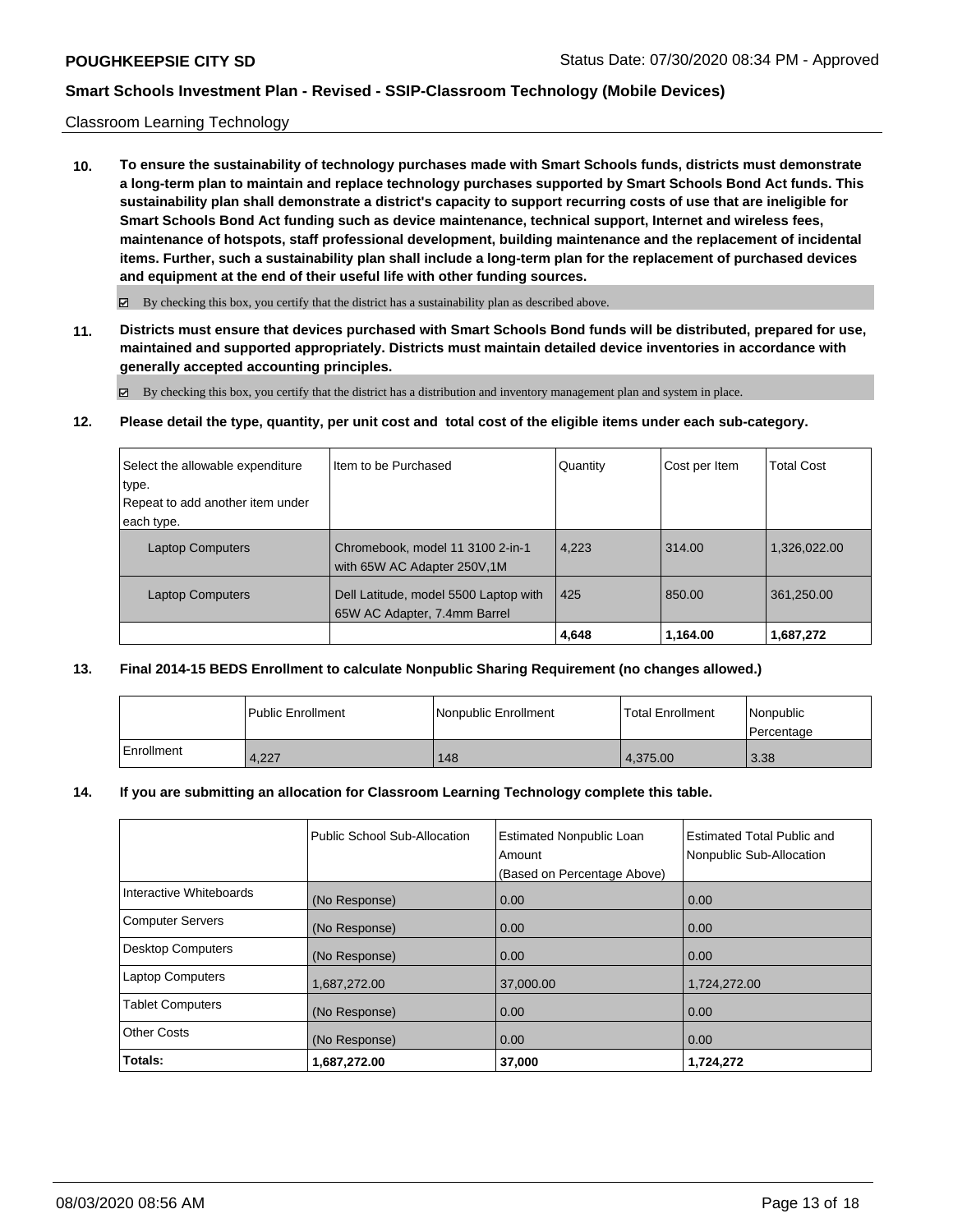Classroom Learning Technology

**10. To ensure the sustainability of technology purchases made with Smart Schools funds, districts must demonstrate a long-term plan to maintain and replace technology purchases supported by Smart Schools Bond Act funds. This sustainability plan shall demonstrate a district's capacity to support recurring costs of use that are ineligible for Smart Schools Bond Act funding such as device maintenance, technical support, Internet and wireless fees, maintenance of hotspots, staff professional development, building maintenance and the replacement of incidental items. Further, such a sustainability plan shall include a long-term plan for the replacement of purchased devices and equipment at the end of their useful life with other funding sources.**

☑ By checking this box, you certify that the district has a sustainability plan as described above.

**11. Districts must ensure that devices purchased with Smart Schools Bond funds will be distributed, prepared for use, maintained and supported appropriately. Districts must maintain detailed device inventories in accordance with generally accepted accounting principles.**

☑ By checking this box, you certify that the district has a distribution and inventory management plan and system in place.

**12. Please detail the type, quantity, per unit cost and total cost of the eligible items under each sub-category.**

| Select the allowable expenditure type. Repeat to add another item under each type. | Item to be Purchased | Quantity | Cost per Item | Total Cost |
|---|---|---|---|---|
| Laptop Computers | Chromebook, model 11 3100 2-in-1 with 65W AC Adapter 250V,1M | 4,223 | 314.00 | 1,326,022.00 |
| Laptop Computers | Dell Latitude, model 5500 Laptop with 65W AC Adapter, 7.4mm Barrel | 425 | 850.00 | 361,250.00 |
| | | **4,648** | **1,164.00** | **1,687,272** |

**13. Final 2014-15 BEDS Enrollment to calculate Nonpublic Sharing Requirement (no changes allowed.)**

| | Public Enrollment | Nonpublic Enrollment | Total Enrollment | Nonpublic Percentage |
|---|---|---|---|---|
| Enrollment | 4,227 | 148 | 4,375.00 | 3.38 |

**14. If you are submitting an allocation for Classroom Learning Technology complete this table.**

| | Public School Sub-Allocation | Estimated Nonpublic Loan Amount (Based on Percentage Above) | Estimated Total Public and Nonpublic Sub-Allocation |
|---|---|---|---|
| Interactive Whiteboards | (No Response) | 0.00 | 0.00 |
| Computer Servers | (No Response) | 0.00 | 0.00 |
| Desktop Computers | (No Response) | 0.00 | 0.00 |
| Laptop Computers | 1,687,272.00 | 37,000.00 | 1,724,272.00 |
| Tablet Computers | (No Response) | 0.00 | 0.00 |
| Other Costs | (No Response) | 0.00 | 0.00 |
| **Totals:** | **1,687,272.00** | **37,000** | **1,724,272** |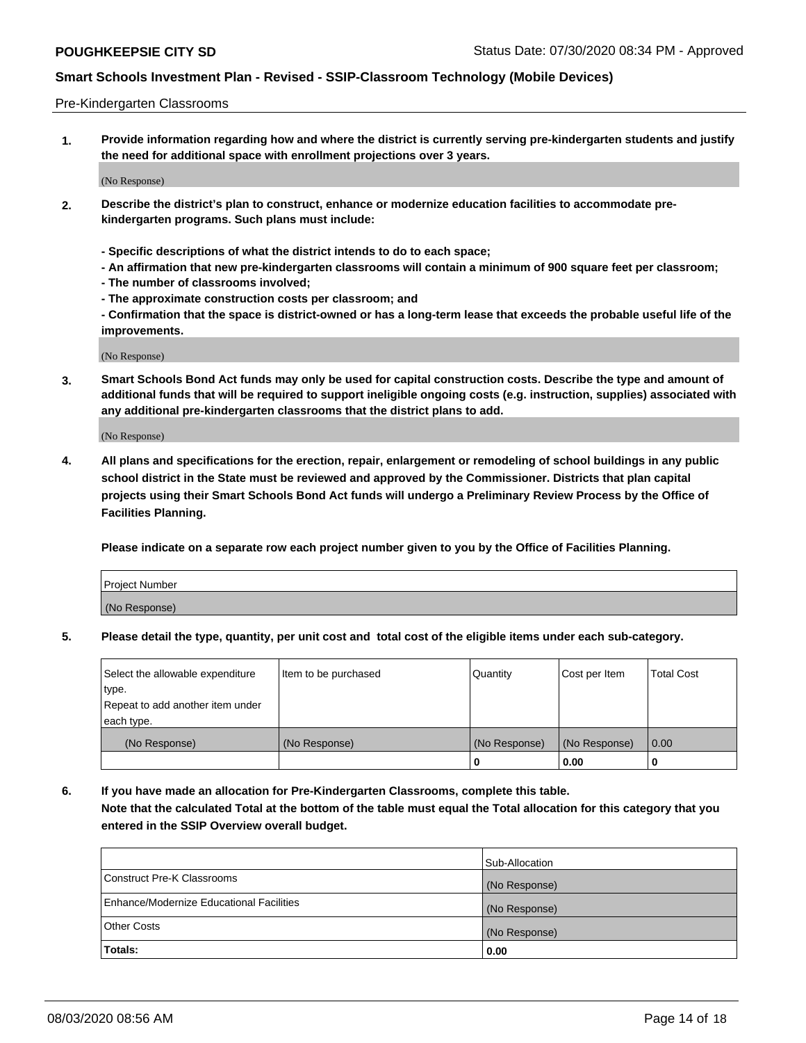Pre-Kindergarten Classrooms

**1. Provide information regarding how and where the district is currently serving pre-kindergarten students and justify the need for additional space with enrollment projections over 3 years.**

(No Response)

**2. Describe the district's plan to construct, enhance or modernize education facilities to accommodate pre-kindergarten programs. Such plans must include:**

**- Specific descriptions of what the district intends to do to each space;**
**- An affirmation that new pre-kindergarten classrooms will contain a minimum of 900 square feet per classroom;**
**- The number of classrooms involved;**
**- The approximate construction costs per classroom; and**
**- Confirmation that the space is district-owned or has a long-term lease that exceeds the probable useful life of the improvements.**

(No Response)

**3. Smart Schools Bond Act funds may only be used for capital construction costs. Describe the type and amount of additional funds that will be required to support ineligible ongoing costs (e.g. instruction, supplies) associated with any additional pre-kindergarten classrooms that the district plans to add.**

(No Response)

**4. All plans and specifications for the erection, repair, enlargement or remodeling of school buildings in any public school district in the State must be reviewed and approved by the Commissioner. Districts that plan capital projects using their Smart Schools Bond Act funds will undergo a Preliminary Review Process by the Office of Facilities Planning.**

**Please indicate on a separate row each project number given to you by the Office of Facilities Planning.**

| Project Number |
|---|
| (No Response) |

**5. Please detail the type, quantity, per unit cost and total cost of the eligible items under each sub-category.**

| Select the allowable expenditure type. Repeat to add another item under each type. | Item to be purchased | Quantity | Cost per Item | Total Cost |
|---|---|---|---|---|
| (No Response) | (No Response) | (No Response) | (No Response) | 0.00 |
| | | 0 | 0.00 | 0 |

**6. If you have made an allocation for Pre-Kindergarten Classrooms, complete this table. Note that the calculated Total at the bottom of the table must equal the Total allocation for this category that you entered in the SSIP Overview overall budget.**

| | Sub-Allocation |
|---|---|
| Construct Pre-K Classrooms | (No Response) |
| Enhance/Modernize Educational Facilities | (No Response) |
| Other Costs | (No Response) |
| **Totals:** | **0.00** |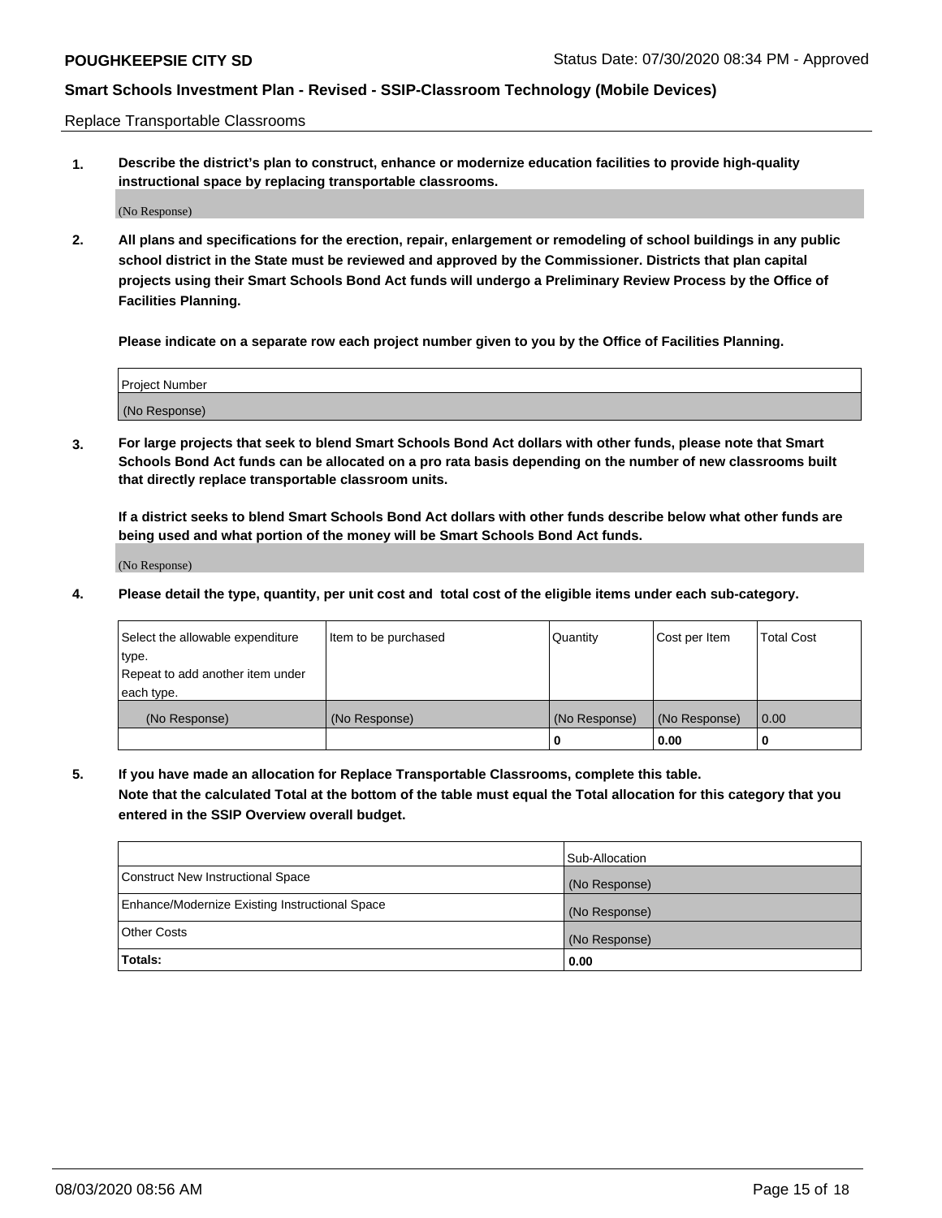Replace Transportable Classrooms

1. **Describe the district's plan to construct, enhance or modernize education facilities to provide high-quality instructional space by replacing transportable classrooms.**

(No Response)

2. **All plans and specifications for the erection, repair, enlargement or remodeling of school buildings in any public school district in the State must be reviewed and approved by the Commissioner. Districts that plan capital projects using their Smart Schools Bond Act funds will undergo a Preliminary Review Process by the Office of Facilities Planning.**

   **Please indicate on a separate row each project number given to you by the Office of Facilities Planning.**

| Project Number |
| --- |
| (No Response) |

3. **For large projects that seek to blend Smart Schools Bond Act dollars with other funds, please note that Smart Schools Bond Act funds can be allocated on a pro rata basis depending on the number of new classrooms built that directly replace transportable classroom units.**

   **If a district seeks to blend Smart Schools Bond Act dollars with other funds describe below what other funds are being used and what portion of the money will be Smart Schools Bond Act funds.**

(No Response)

4. **Please detail the type, quantity, per unit cost and total cost of the eligible items under each sub-category.**

| Select the allowable expenditure type. Repeat to add another item under each type. | Item to be purchased | Quantity | Cost per Item | Total Cost |
| --- | --- | --- | --- | --- |
| (No Response) | (No Response) | (No Response) | (No Response) | 0.00 |
| | | 0 | 0.00 | 0 |

5. **If you have made an allocation for Replace Transportable Classrooms, complete this table. Note that the calculated Total at the bottom of the table must equal the Total allocation for this category that you entered in the SSIP Overview overall budget.**

| | Sub-Allocation |
| --- | --- |
| Construct New Instructional Space | (No Response) |
| Enhance/Modernize Existing Instructional Space | (No Response) |
| Other Costs | (No Response) |
| **Totals:** | **0.00** |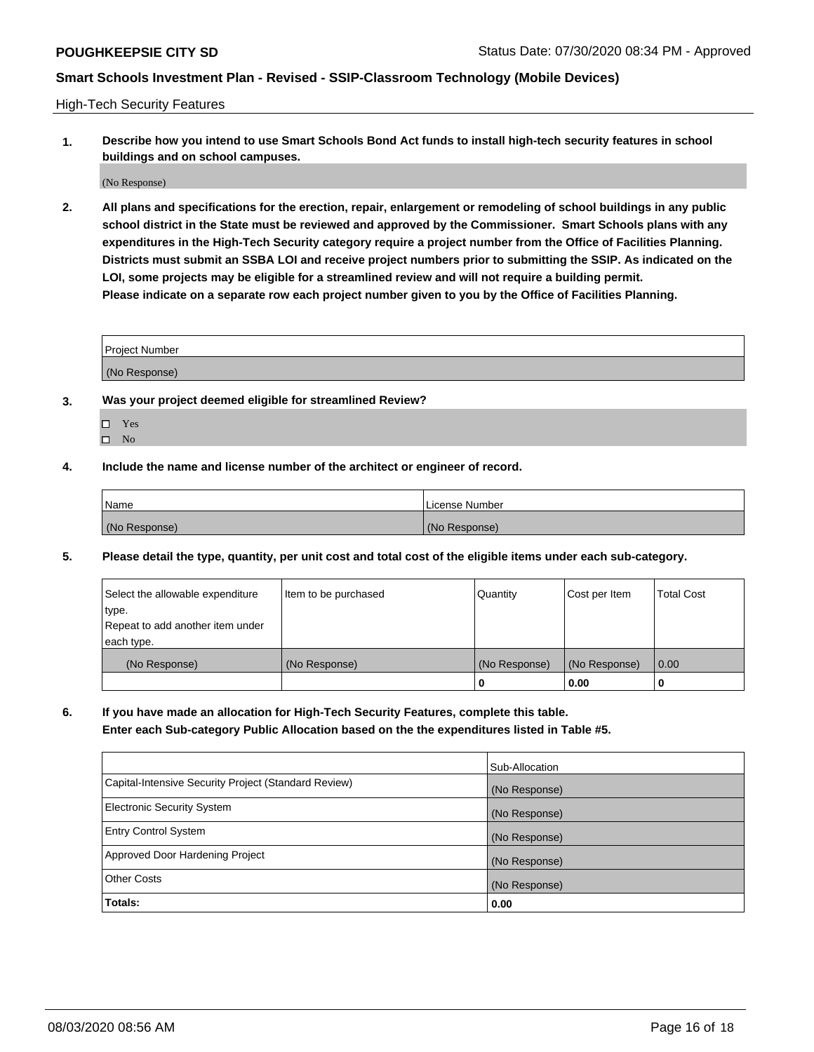**POUGHKEEPSIE CITY SD** Status Date: 07/30/2020 08:34 PM - Approved

## Smart Schools Investment Plan - Revised - SSIP-Classroom Technology (Mobile Devices)

High-Tech Security Features

**1. Describe how you intend to use Smart Schools Bond Act funds to install high-tech security features in school buildings and on school campuses.**

(No Response)

**2. All plans and specifications for the erection, repair, enlargement or remodeling of school buildings in any public school district in the State must be reviewed and approved by the Commissioner. Smart Schools plans with any expenditures in the High-Tech Security category require a project number from the Office of Facilities Planning. Districts must submit an SSBA LOI and receive project numbers prior to submitting the SSIP. As indicated on the LOI, some projects may be eligible for a streamlined review and will not require a building permit.**
**Please indicate on a separate row each project number given to you by the Office of Facilities Planning.**

| Project Number |
| --- |
| (No Response) |

**3. Was your project deemed eligible for streamlined Review?**

- ☐ Yes
- ☐ No

**4. Include the name and license number of the architect or engineer of record.**

| Name | License Number |
| --- | --- |
| (No Response) | (No Response) |

**5. Please detail the type, quantity, per unit cost and total cost of the eligible items under each sub-category.**

| Select the allowable expenditure type. Repeat to add another item under each type. | Item to be purchased | Quantity | Cost per Item | Total Cost |
| --- | --- | --- | --- | --- |
| (No Response) | (No Response) | (No Response) | (No Response) | 0.00 |
| | | 0 | 0.00 | 0 |

**6. If you have made an allocation for High-Tech Security Features, complete this table.**
**Enter each Sub-category Public Allocation based on the the expenditures listed in Table #5.**

| | Sub-Allocation |
| --- | --- |
| Capital-Intensive Security Project (Standard Review) | (No Response) |
| Electronic Security System | (No Response) |
| Entry Control System | (No Response) |
| Approved Door Hardening Project | (No Response) |
| Other Costs | (No Response) |
| **Totals:** | **0.00** |

08/03/2020 08:56 AM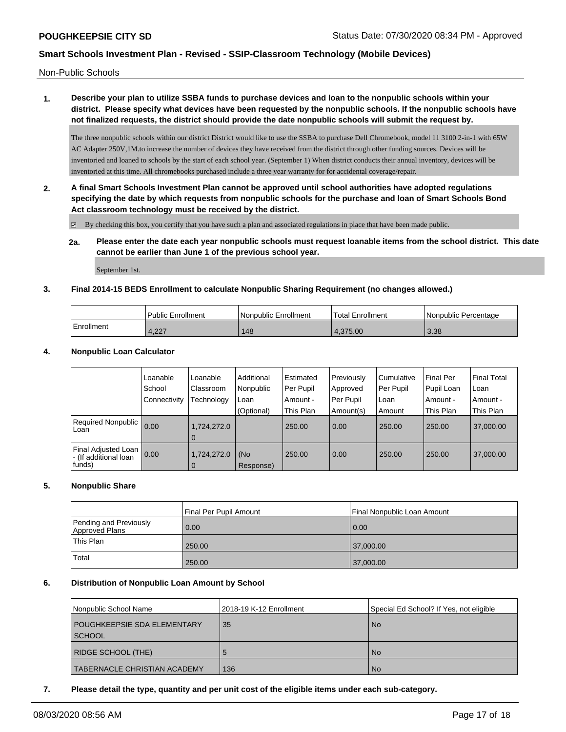Non-Public Schools

**1. Describe your plan to utilize SSBA funds to purchase devices and loan to the nonpublic schools within your district. Please specify what devices have been requested by the nonpublic schools. If the nonpublic schools have not finalized requests, the district should provide the date nonpublic schools will submit the request by.**

The three nonpublic schools within our district District would like to use the SSBA to purchase Dell Chromebook, model 11 3100 2-in-1 with 65W AC Adapter 250V,1M.to increase the number of devices they have received from the district through other funding sources. Devices will be inventoried and loaned to schools by the start of each school year. (September 1) When district conducts their annual inventory, devices will be inventoried at this time. All chromebooks purchased include a three year warranty for for accidental coverage/repair.

**2. A final Smart Schools Investment Plan cannot be approved until school authorities have adopted regulations specifying the date by which requests from nonpublic schools for the purchase and loan of Smart Schools Bond Act classroom technology must be received by the district.**

☑ By checking this box, you certify that you have such a plan and associated regulations in place that have been made public.

**2a. Please enter the date each year nonpublic schools must request loanable items from the school district. This date cannot be earlier than June 1 of the previous school year.**

September 1st.

**3. Final 2014-15 BEDS Enrollment to calculate Nonpublic Sharing Requirement (no changes allowed.)**

| | Public Enrollment | Nonpublic Enrollment | Total Enrollment | Nonpublic Percentage |
|---|---|---|---|---|
| Enrollment | 4,227 | 148 | 4,375.00 | 3.38 |

**4. Nonpublic Loan Calculator**

| | Loanable School Connectivity | Loanable Classroom Technology | Additional Nonpublic Loan (Optional) | Estimated Per Pupil Amount - This Plan | Previously Approved Per Pupil Amount(s) | Cumulative Per Pupil Loan Amount | Final Per Pupil Loan Amount - This Plan | Final Total Loan Amount - This Plan |
|---|---|---|---|---|---|---|---|---|
| Required Nonpublic Loan | 0.00 | 1,724,272.00 | | 250.00 | 0.00 | 250.00 | 250.00 | 37,000.00 |
| Final Adjusted Loan - (If additional loan funds) | 0.00 | 1,724,272.00 | (No Response) | 250.00 | 0.00 | 250.00 | 250.00 | 37,000.00 |

**5. Nonpublic Share**

| | Final Per Pupil Amount | Final Nonpublic Loan Amount |
|---|---|---|
| Pending and Previously Approved Plans | 0.00 | 0.00 |
| This Plan | 250.00 | 37,000.00 |
| Total | 250.00 | 37,000.00 |

**6. Distribution of Nonpublic Loan Amount by School**

| Nonpublic School Name | 2018-19 K-12 Enrollment | Special Ed School? If Yes, not eligible |
|---|---|---|
| POUGHKEEPSIE SDA ELEMENTARY SCHOOL | 35 | No |
| RIDGE SCHOOL (THE) | 5 | No |
| TABERNACLE CHRISTIAN ACADEMY | 136 | No |

**7. Please detail the type, quantity and per unit cost of the eligible items under each sub-category.**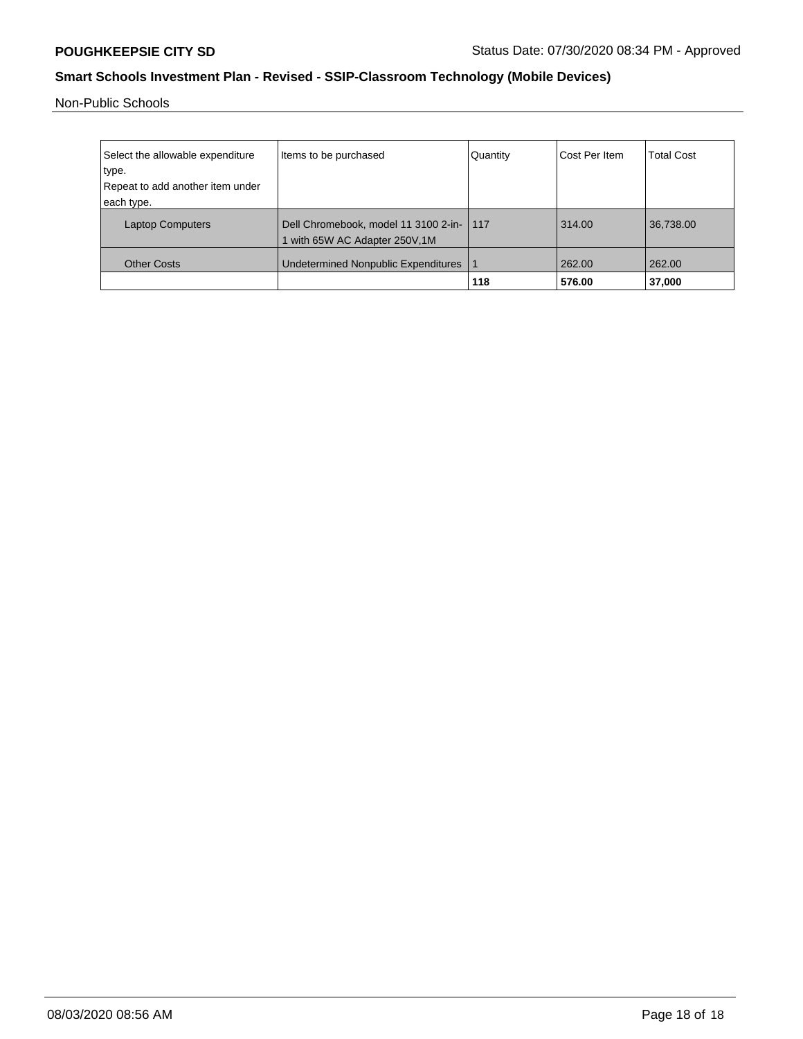Non-Public Schools

| Select the allowable expenditure type. Repeat to add another item under each type. | Items to be purchased | Quantity | Cost Per Item | Total Cost |
|---|---|---|---|---|
| Laptop Computers | Dell Chromebook, model 11 3100 2-in-1 with 65W AC Adapter 250V,1M | 117 | 314.00 | 36,738.00 |
| Other Costs | Undetermined Nonpublic Expenditures | 1 | 262.00 | 262.00 |
| | | **118** | **576.00** | **37,000** |